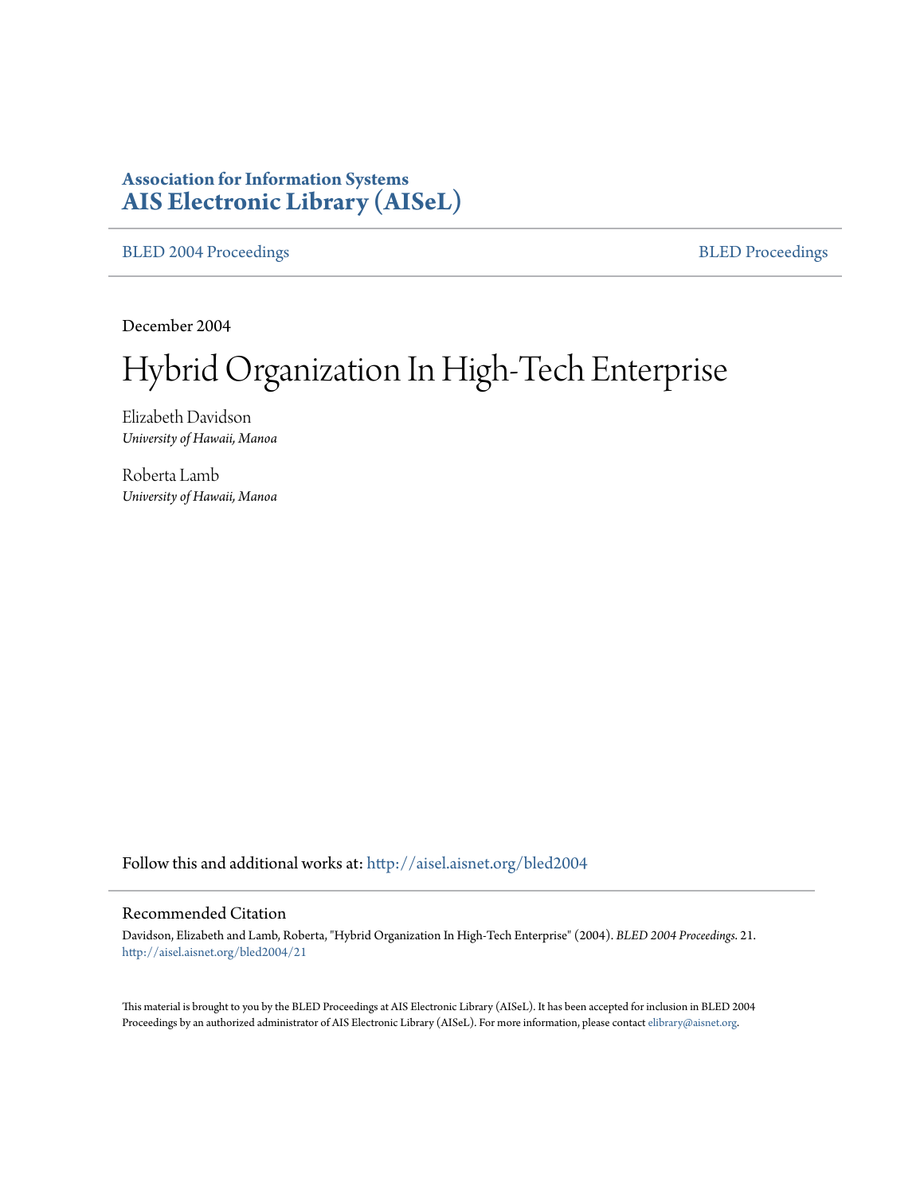**Association for Information Systems**
**AIS Electronic Library (AISeL)**

BLED 2004 Proceedings | BLED Proceedings

December 2004

# Hybrid Organization In High-Tech Enterprise

Elizabeth Davidson
*University of Hawaii, Manoa*

Roberta Lamb
*University of Hawaii, Manoa*

Follow this and additional works at: http://aisel.aisnet.org/bled2004

## Recommended Citation

Davidson, Elizabeth and Lamb, Roberta, "Hybrid Organization In High-Tech Enterprise" (2004). *BLED 2004 Proceedings*. 21.
http://aisel.aisnet.org/bled2004/21

This material is brought to you by the BLED Proceedings at AIS Electronic Library (AISeL). It has been accepted for inclusion in BLED 2004 Proceedings by an authorized administrator of AIS Electronic Library (AISeL). For more information, please contact elibrary@aisnet.org.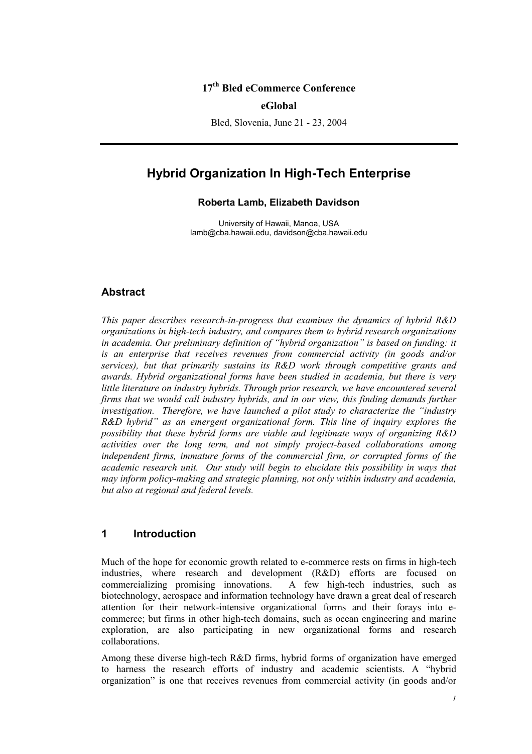**17th Bled eCommerce Conference**

**eGlobal**

Bled, Slovenia, June 21 - 23, 2004

---

# Hybrid Organization In High-Tech Enterprise

**Roberta Lamb, Elizabeth Davidson**

University of Hawaii, Manoa, USA
lamb@cba.hawaii.edu, davidson@cba.hawaii.edu

## Abstract

*This paper describes research-in-progress that examines the dynamics of hybrid R&D organizations in high-tech industry, and compares them to hybrid research organizations in academia. Our preliminary definition of "hybrid organization" is based on funding: it is an enterprise that receives revenues from commercial activity (in goods and/or services), but that primarily sustains its R&D work through competitive grants and awards. Hybrid organizational forms have been studied in academia, but there is very little literature on industry hybrids. Through prior research, we have encountered several firms that we would call industry hybrids, and in our view, this finding demands further investigation. Therefore, we have launched a pilot study to characterize the "industry R&D hybrid" as an emergent organizational form. This line of inquiry explores the possibility that these hybrid forms are viable and legitimate ways of organizing R&D activities over the long term, and not simply project-based collaborations among independent firms, immature forms of the commercial firm, or corrupted forms of the academic research unit. Our study will begin to elucidate this possibility in ways that may inform policy-making and strategic planning, not only within industry and academia, but also at regional and federal levels.*

## 1 Introduction

Much of the hope for economic growth related to e-commerce rests on firms in high-tech industries, where research and development (R&D) efforts are focused on commercializing promising innovations. A few high-tech industries, such as biotechnology, aerospace and information technology have drawn a great deal of research attention for their network-intensive organizational forms and their forays into e-commerce; but firms in other high-tech domains, such as ocean engineering and marine exploration, are also participating in new organizational forms and research collaborations.

Among these diverse high-tech R&D firms, hybrid forms of organization have emerged to harness the research efforts of industry and academic scientists. A "hybrid organization" is one that receives revenues from commercial activity (in goods and/or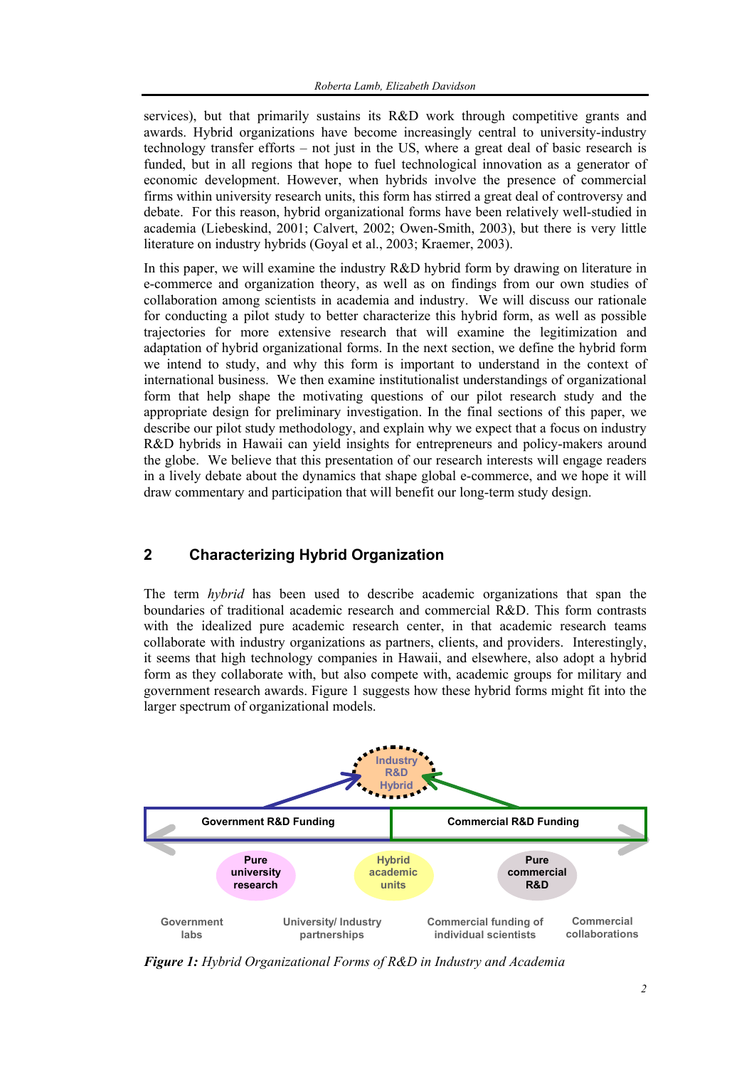services), but that primarily sustains its R&D work through competitive grants and awards. Hybrid organizations have become increasingly central to university-industry technology transfer efforts – not just in the US, where a great deal of basic research is funded, but in all regions that hope to fuel technological innovation as a generator of economic development. However, when hybrids involve the presence of commercial firms within university research units, this form has stirred a great deal of controversy and debate. For this reason, hybrid organizational forms have been relatively well-studied in academia (Liebeskind, 2001; Calvert, 2002; Owen-Smith, 2003), but there is very little literature on industry hybrids (Goyal et al., 2003; Kraemer, 2003).

In this paper, we will examine the industry R&D hybrid form by drawing on literature in e-commerce and organization theory, as well as on findings from our own studies of collaboration among scientists in academia and industry. We will discuss our rationale for conducting a pilot study to better characterize this hybrid form, as well as possible trajectories for more extensive research that will examine the legitimization and adaptation of hybrid organizational forms. In the next section, we define the hybrid form we intend to study, and why this form is important to understand in the context of international business. We then examine institutionalist understandings of organizational form that help shape the motivating questions of our pilot research study and the appropriate design for preliminary investigation. In the final sections of this paper, we describe our pilot study methodology, and explain why we expect that a focus on industry R&D hybrids in Hawaii can yield insights for entrepreneurs and policy-makers around the globe. We believe that this presentation of our research interests will engage readers in a lively debate about the dynamics that shape global e-commerce, and we hope it will draw commentary and participation that will benefit our long-term study design.

## 2 Characterizing Hybrid Organization

The term *hybrid* has been used to describe academic organizations that span the boundaries of traditional academic research and commercial R&D. This form contrasts with the idealized pure academic research center, in that academic research teams collaborate with industry organizations as partners, clients, and providers. Interestingly, it seems that high technology companies in Hawaii, and elsewhere, also adopt a hybrid form as they collaborate with, but also compete with, academic groups for military and government research awards. Figure 1 suggests how these hybrid forms might fit into the larger spectrum of organizational models.

***Figure 1:*** *Hybrid Organizational Forms of R&D in Industry and Academia*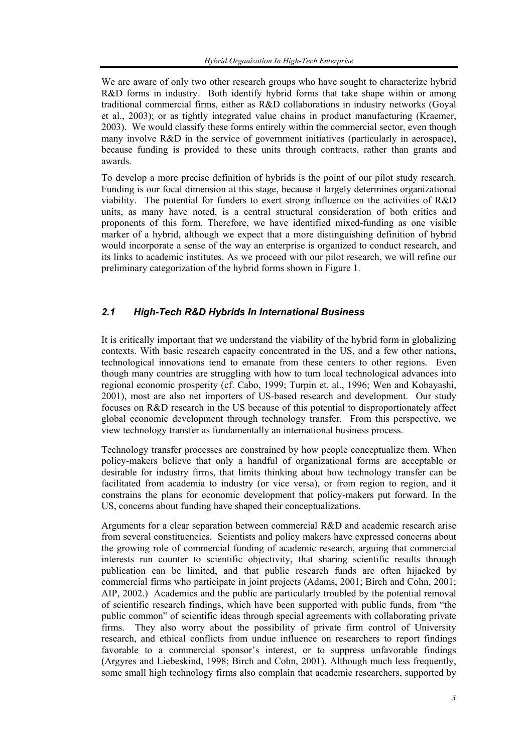We are aware of only two other research groups who have sought to characterize hybrid R&D forms in industry. Both identify hybrid forms that take shape within or among traditional commercial firms, either as R&D collaborations in industry networks (Goyal et al., 2003); or as tightly integrated value chains in product manufacturing (Kraemer, 2003). We would classify these forms entirely within the commercial sector, even though many involve R&D in the service of government initiatives (particularly in aerospace), because funding is provided to these units through contracts, rather than grants and awards.

To develop a more precise definition of hybrids is the point of our pilot study research. Funding is our focal dimension at this stage, because it largely determines organizational viability. The potential for funders to exert strong influence on the activities of R&D units, as many have noted, is a central structural consideration of both critics and proponents of this form. Therefore, we have identified mixed-funding as one visible marker of a hybrid, although we expect that a more distinguishing definition of hybrid would incorporate a sense of the way an enterprise is organized to conduct research, and its links to academic institutes. As we proceed with our pilot research, we will refine our preliminary categorization of the hybrid forms shown in Figure 1.

## *2.1 High-Tech R&D Hybrids In International Business*

It is critically important that we understand the viability of the hybrid form in globalizing contexts. With basic research capacity concentrated in the US, and a few other nations, technological innovations tend to emanate from these centers to other regions. Even though many countries are struggling with how to turn local technological advances into regional economic prosperity (cf. Cabo, 1999; Turpin et. al., 1996; Wen and Kobayashi, 2001), most are also net importers of US-based research and development. Our study focuses on R&D research in the US because of this potential to disproportionately affect global economic development through technology transfer. From this perspective, we view technology transfer as fundamentally an international business process.

Technology transfer processes are constrained by how people conceptualize them. When policy-makers believe that only a handful of organizational forms are acceptable or desirable for industry firms, that limits thinking about how technology transfer can be facilitated from academia to industry (or vice versa), or from region to region, and it constrains the plans for economic development that policy-makers put forward. In the US, concerns about funding have shaped their conceptualizations.

Arguments for a clear separation between commercial R&D and academic research arise from several constituencies. Scientists and policy makers have expressed concerns about the growing role of commercial funding of academic research, arguing that commercial interests run counter to scientific objectivity, that sharing scientific results through publication can be limited, and that public research funds are often hijacked by commercial firms who participate in joint projects (Adams, 2001; Birch and Cohn, 2001; AIP, 2002.) Academics and the public are particularly troubled by the potential removal of scientific research findings, which have been supported with public funds, from "the public common" of scientific ideas through special agreements with collaborating private firms. They also worry about the possibility of private firm control of University research, and ethical conflicts from undue influence on researchers to report findings favorable to a commercial sponsor's interest, or to suppress unfavorable findings (Argyres and Liebeskind, 1998; Birch and Cohn, 2001). Although much less frequently, some small high technology firms also complain that academic researchers, supported by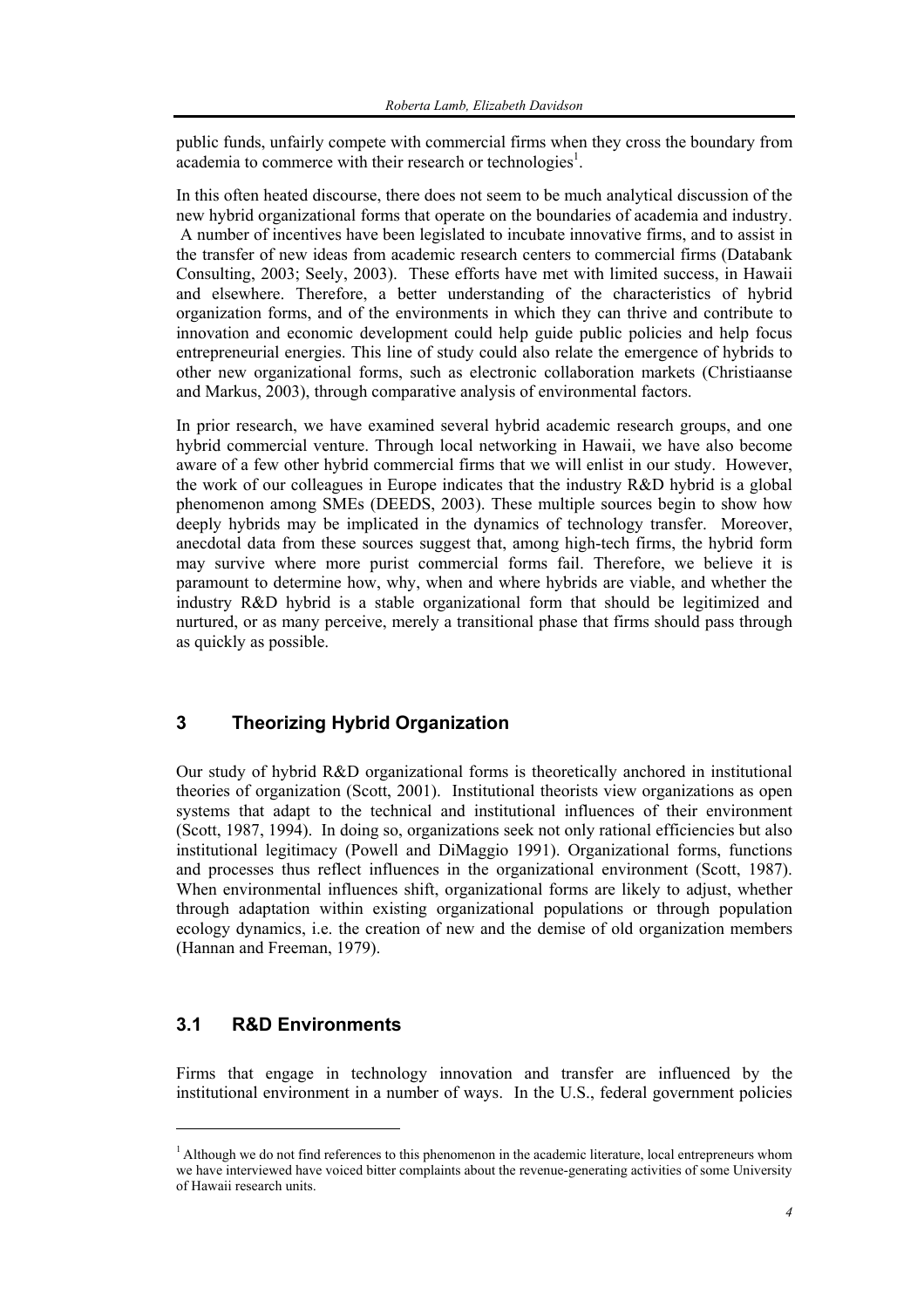public funds, unfairly compete with commercial firms when they cross the boundary from academia to commerce with their research or technologies[1].

In this often heated discourse, there does not seem to be much analytical discussion of the new hybrid organizational forms that operate on the boundaries of academia and industry. A number of incentives have been legislated to incubate innovative firms, and to assist in the transfer of new ideas from academic research centers to commercial firms (Databank Consulting, 2003; Seely, 2003). These efforts have met with limited success, in Hawaii and elsewhere. Therefore, a better understanding of the characteristics of hybrid organization forms, and of the environments in which they can thrive and contribute to innovation and economic development could help guide public policies and help focus entrepreneurial energies. This line of study could also relate the emergence of hybrids to other new organizational forms, such as electronic collaboration markets (Christiaanse and Markus, 2003), through comparative analysis of environmental factors.

In prior research, we have examined several hybrid academic research groups, and one hybrid commercial venture. Through local networking in Hawaii, we have also become aware of a few other hybrid commercial firms that we will enlist in our study. However, the work of our colleagues in Europe indicates that the industry R&D hybrid is a global phenomenon among SMEs (DEEDS, 2003). These multiple sources begin to show how deeply hybrids may be implicated in the dynamics of technology transfer. Moreover, anecdotal data from these sources suggest that, among high-tech firms, the hybrid form may survive where more purist commercial forms fail. Therefore, we believe it is paramount to determine how, why, when and where hybrids are viable, and whether the industry R&D hybrid is a stable organizational form that should be legitimized and nurtured, or as many perceive, merely a transitional phase that firms should pass through as quickly as possible.

## 3 Theorizing Hybrid Organization

Our study of hybrid R&D organizational forms is theoretically anchored in institutional theories of organization (Scott, 2001). Institutional theorists view organizations as open systems that adapt to the technical and institutional influences of their environment (Scott, 1987, 1994). In doing so, organizations seek not only rational efficiencies but also institutional legitimacy (Powell and DiMaggio 1991). Organizational forms, functions and processes thus reflect influences in the organizational environment (Scott, 1987). When environmental influences shift, organizational forms are likely to adjust, whether through adaptation within existing organizational populations or through population ecology dynamics, i.e. the creation of new and the demise of old organization members (Hannan and Freeman, 1979).

### 3.1 R&D Environments

Firms that engage in technology innovation and transfer are influenced by the institutional environment in a number of ways. In the U.S., federal government policies

[1] Although we do not find references to this phenomenon in the academic literature, local entrepreneurs whom we have interviewed have voiced bitter complaints about the revenue-generating activities of some University of Hawaii research units.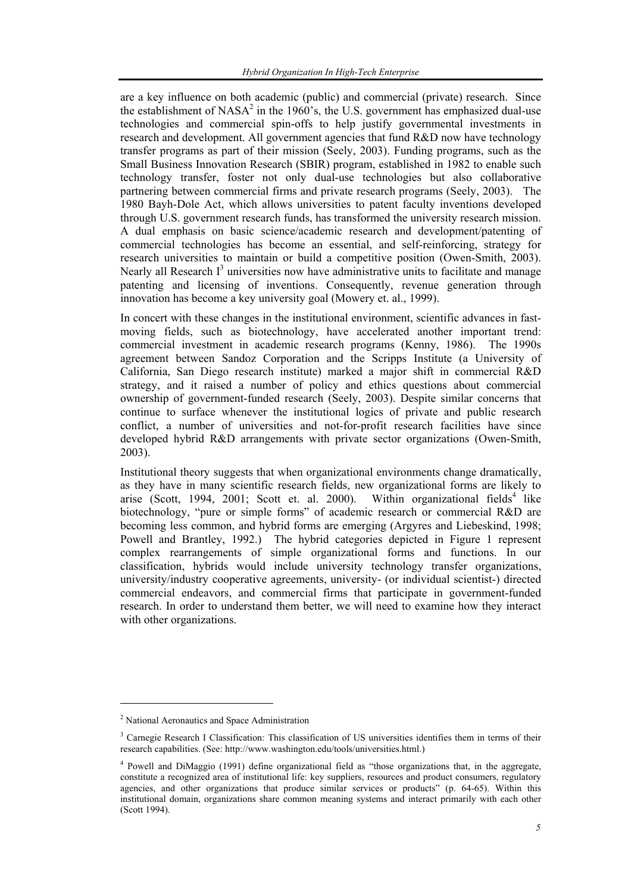are a key influence on both academic (public) and commercial (private) research. Since the establishment of NASA[2] in the 1960's, the U.S. government has emphasized dual-use technologies and commercial spin-offs to help justify governmental investments in research and development. All government agencies that fund R&D now have technology transfer programs as part of their mission (Seely, 2003). Funding programs, such as the Small Business Innovation Research (SBIR) program, established in 1982 to enable such technology transfer, foster not only dual-use technologies but also collaborative partnering between commercial firms and private research programs (Seely, 2003). The 1980 Bayh-Dole Act, which allows universities to patent faculty inventions developed through U.S. government research funds, has transformed the university research mission. A dual emphasis on basic science/academic research and development/patenting of commercial technologies has become an essential, and self-reinforcing, strategy for research universities to maintain or build a competitive position (Owen-Smith, 2003). Nearly all Research I[3] universities now have administrative units to facilitate and manage patenting and licensing of inventions. Consequently, revenue generation through innovation has become a key university goal (Mowery et. al., 1999).

In concert with these changes in the institutional environment, scientific advances in fast-moving fields, such as biotechnology, have accelerated another important trend: commercial investment in academic research programs (Kenny, 1986). The 1990s agreement between Sandoz Corporation and the Scripps Institute (a University of California, San Diego research institute) marked a major shift in commercial R&D strategy, and it raised a number of policy and ethics questions about commercial ownership of government-funded research (Seely, 2003). Despite similar concerns that continue to surface whenever the institutional logics of private and public research conflict, a number of universities and not-for-profit research facilities have since developed hybrid R&D arrangements with private sector organizations (Owen-Smith, 2003).

Institutional theory suggests that when organizational environments change dramatically, as they have in many scientific research fields, new organizational forms are likely to arise (Scott, 1994, 2001; Scott et. al. 2000). Within organizational fields[4] like biotechnology, "pure or simple forms" of academic research or commercial R&D are becoming less common, and hybrid forms are emerging (Argyres and Liebeskind, 1998; Powell and Brantley, 1992.) The hybrid categories depicted in Figure 1 represent complex rearrangements of simple organizational forms and functions. In our classification, hybrids would include university technology transfer organizations, university/industry cooperative agreements, university- (or individual scientist-) directed commercial endeavors, and commercial firms that participate in government-funded research. In order to understand them better, we will need to examine how they interact with other organizations.

---

[2] National Aeronautics and Space Administration

[3] Carnegie Research I Classification: This classification of US universities identifies them in terms of their research capabilities. (See: http://www.washington.edu/tools/universities.html.)

[4] Powell and DiMaggio (1991) define organizational field as "those organizations that, in the aggregate, constitute a recognized area of institutional life: key suppliers, resources and product consumers, regulatory agencies, and other organizations that produce similar services or products" (p. 64-65). Within this institutional domain, organizations share common meaning systems and interact primarily with each other (Scott 1994).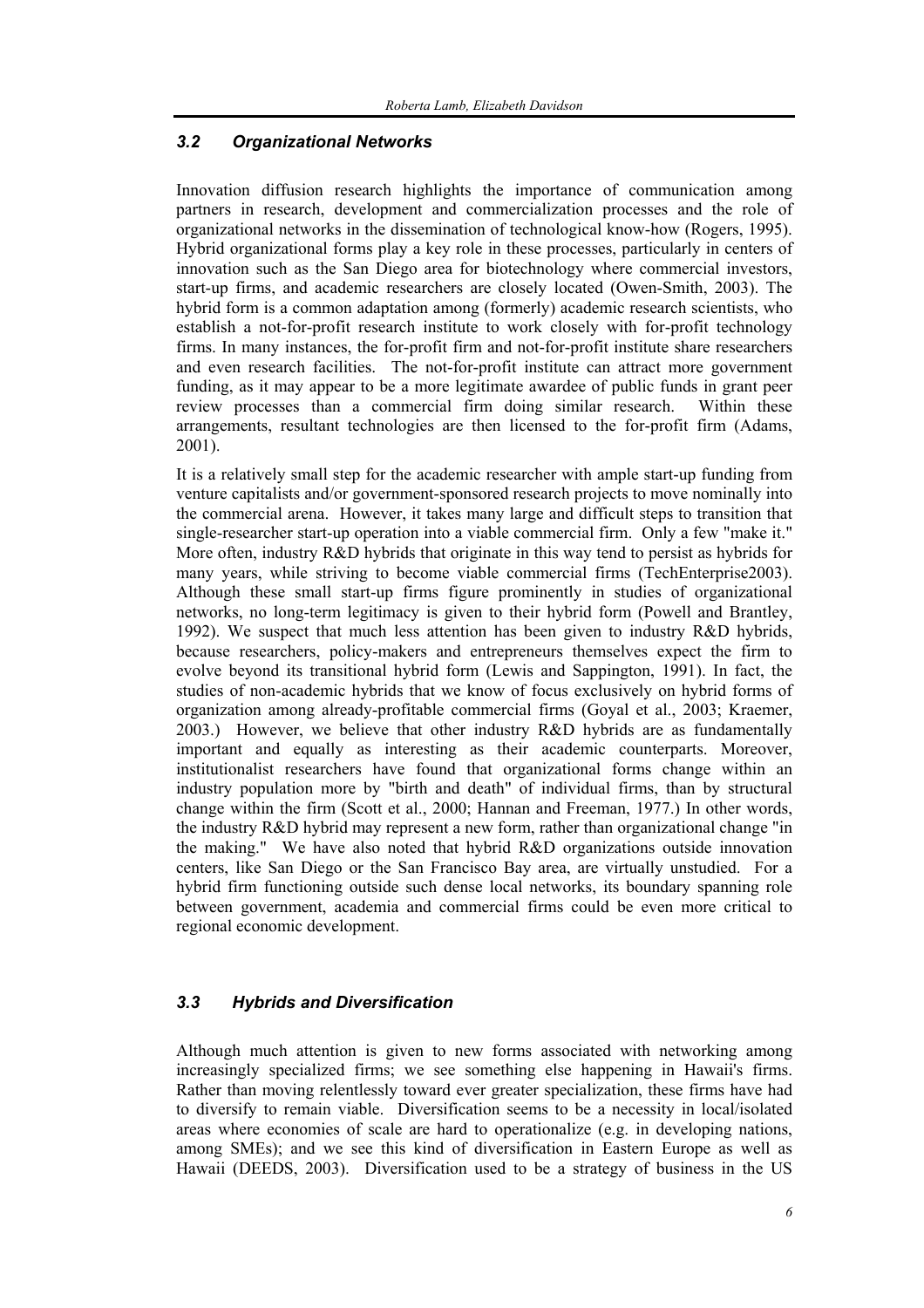### *3.2 Organizational Networks*

Innovation diffusion research highlights the importance of communication among partners in research, development and commercialization processes and the role of organizational networks in the dissemination of technological know-how (Rogers, 1995). Hybrid organizational forms play a key role in these processes, particularly in centers of innovation such as the San Diego area for biotechnology where commercial investors, start-up firms, and academic researchers are closely located (Owen-Smith, 2003). The hybrid form is a common adaptation among (formerly) academic research scientists, who establish a not-for-profit research institute to work closely with for-profit technology firms. In many instances, the for-profit firm and not-for-profit institute share researchers and even research facilities. The not-for-profit institute can attract more government funding, as it may appear to be a more legitimate awardee of public funds in grant peer review processes than a commercial firm doing similar research. Within these arrangements, resultant technologies are then licensed to the for-profit firm (Adams, 2001).

It is a relatively small step for the academic researcher with ample start-up funding from venture capitalists and/or government-sponsored research projects to move nominally into the commercial arena. However, it takes many large and difficult steps to transition that single-researcher start-up operation into a viable commercial firm. Only a few "make it." More often, industry R&D hybrids that originate in this way tend to persist as hybrids for many years, while striving to become viable commercial firms (TechEnterprise2003). Although these small start-up firms figure prominently in studies of organizational networks, no long-term legitimacy is given to their hybrid form (Powell and Brantley, 1992). We suspect that much less attention has been given to industry R&D hybrids, because researchers, policy-makers and entrepreneurs themselves expect the firm to evolve beyond its transitional hybrid form (Lewis and Sappington, 1991). In fact, the studies of non-academic hybrids that we know of focus exclusively on hybrid forms of organization among already-profitable commercial firms (Goyal et al., 2003; Kraemer, 2003.) However, we believe that other industry R&D hybrids are as fundamentally important and equally as interesting as their academic counterparts. Moreover, institutionalist researchers have found that organizational forms change within an industry population more by "birth and death" of individual firms, than by structural change within the firm (Scott et al., 2000; Hannan and Freeman, 1977.) In other words, the industry R&D hybrid may represent a new form, rather than organizational change "in the making." We have also noted that hybrid R&D organizations outside innovation centers, like San Diego or the San Francisco Bay area, are virtually unstudied. For a hybrid firm functioning outside such dense local networks, its boundary spanning role between government, academia and commercial firms could be even more critical to regional economic development.

### *3.3 Hybrids and Diversification*

Although much attention is given to new forms associated with networking among increasingly specialized firms; we see something else happening in Hawaii's firms. Rather than moving relentlessly toward ever greater specialization, these firms have had to diversify to remain viable. Diversification seems to be a necessity in local/isolated areas where economies of scale are hard to operationalize (e.g. in developing nations, among SMEs); and we see this kind of diversification in Eastern Europe as well as Hawaii (DEEDS, 2003). Diversification used to be a strategy of business in the US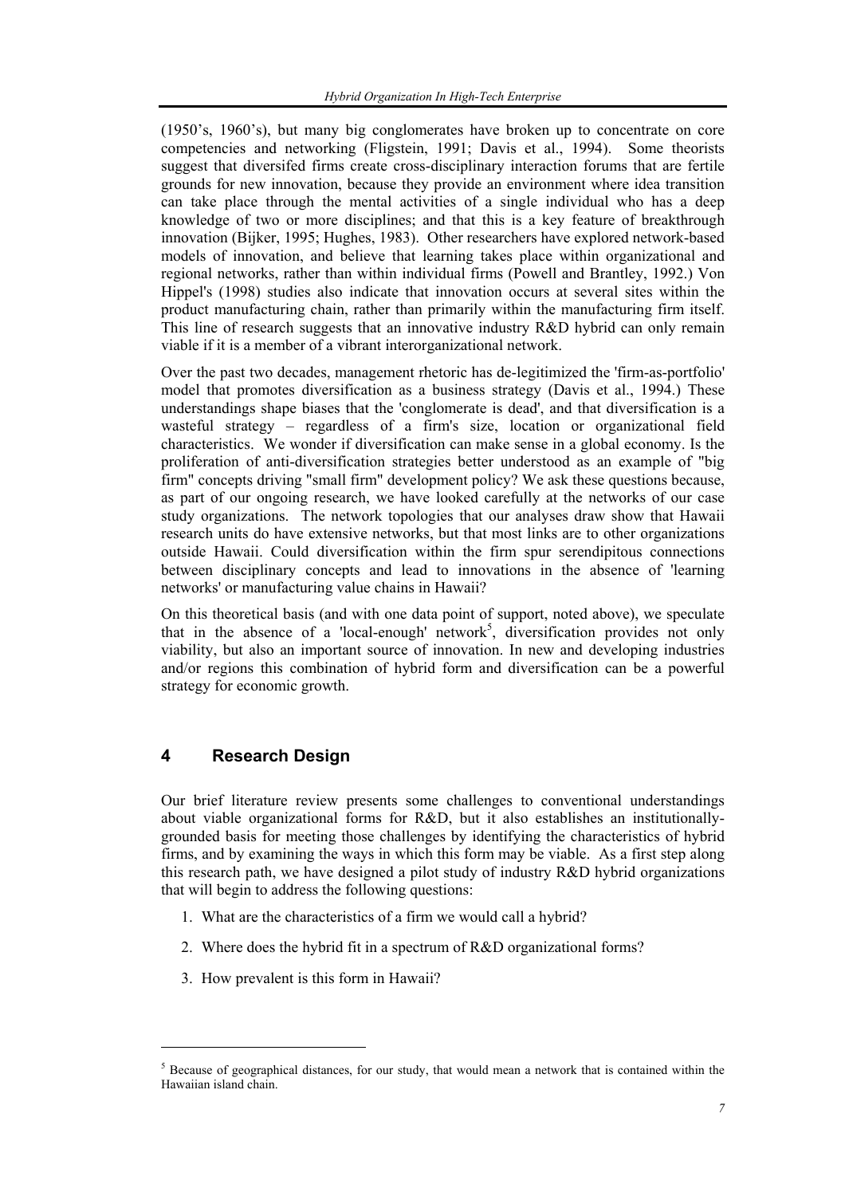(1950's, 1960's), but many big conglomerates have broken up to concentrate on core competencies and networking (Fligstein, 1991; Davis et al., 1994). Some theorists suggest that diversifed firms create cross-disciplinary interaction forums that are fertile grounds for new innovation, because they provide an environment where idea transition can take place through the mental activities of a single individual who has a deep knowledge of two or more disciplines; and that this is a key feature of breakthrough innovation (Bijker, 1995; Hughes, 1983). Other researchers have explored network-based models of innovation, and believe that learning takes place within organizational and regional networks, rather than within individual firms (Powell and Brantley, 1992.) Von Hippel's (1998) studies also indicate that innovation occurs at several sites within the product manufacturing chain, rather than primarily within the manufacturing firm itself. This line of research suggests that an innovative industry R&D hybrid can only remain viable if it is a member of a vibrant interorganizational network.

Over the past two decades, management rhetoric has de-legitimized the 'firm-as-portfolio' model that promotes diversification as a business strategy (Davis et al., 1994.) These understandings shape biases that the 'conglomerate is dead', and that diversification is a wasteful strategy – regardless of a firm's size, location or organizational field characteristics. We wonder if diversification can make sense in a global economy. Is the proliferation of anti-diversification strategies better understood as an example of "big firm" concepts driving "small firm" development policy? We ask these questions because, as part of our ongoing research, we have looked carefully at the networks of our case study organizations. The network topologies that our analyses draw show that Hawaii research units do have extensive networks, but that most links are to other organizations outside Hawaii. Could diversification within the firm spur serendipitous connections between disciplinary concepts and lead to innovations in the absence of 'learning networks' or manufacturing value chains in Hawaii?

On this theoretical basis (and with one data point of support, noted above), we speculate that in the absence of a 'local-enough' network[5], diversification provides not only viability, but also an important source of innovation. In new and developing industries and/or regions this combination of hybrid form and diversification can be a powerful strategy for economic growth.

## 4 Research Design

Our brief literature review presents some challenges to conventional understandings about viable organizational forms for R&D, but it also establishes an institutionally-grounded basis for meeting those challenges by identifying the characteristics of hybrid firms, and by examining the ways in which this form may be viable. As a first step along this research path, we have designed a pilot study of industry R&D hybrid organizations that will begin to address the following questions:

1. What are the characteristics of a firm we would call a hybrid?
2. Where does the hybrid fit in a spectrum of R&D organizational forms?
3. How prevalent is this form in Hawaii?

[5] Because of geographical distances, for our study, that would mean a network that is contained within the Hawaiian island chain.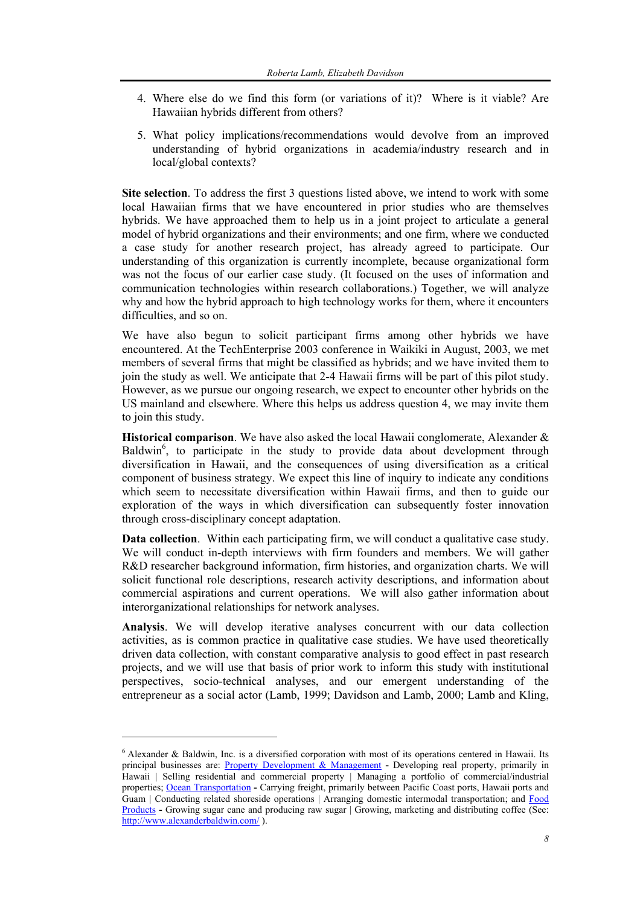4. Where else do we find this form (or variations of it)? Where is it viable? Are Hawaiian hybrids different from others?

5. What policy implications/recommendations would devolve from an improved understanding of hybrid organizations in academia/industry research and in local/global contexts?

**Site selection**. To address the first 3 questions listed above, we intend to work with some local Hawaiian firms that we have encountered in prior studies who are themselves hybrids. We have approached them to help us in a joint project to articulate a general model of hybrid organizations and their environments; and one firm, where we conducted a case study for another research project, has already agreed to participate. Our understanding of this organization is currently incomplete, because organizational form was not the focus of our earlier case study. (It focused on the uses of information and communication technologies within research collaborations.) Together, we will analyze why and how the hybrid approach to high technology works for them, where it encounters difficulties, and so on.

We have also begun to solicit participant firms among other hybrids we have encountered. At the TechEnterprise 2003 conference in Waikiki in August, 2003, we met members of several firms that might be classified as hybrids; and we have invited them to join the study as well. We anticipate that 2-4 Hawaii firms will be part of this pilot study. However, as we pursue our ongoing research, we expect to encounter other hybrids on the US mainland and elsewhere. Where this helps us address question 4, we may invite them to join this study.

**Historical comparison**. We have also asked the local Hawaii conglomerate, Alexander & Baldwin[6], to participate in the study to provide data about development through diversification in Hawaii, and the consequences of using diversification as a critical component of business strategy. We expect this line of inquiry to indicate any conditions which seem to necessitate diversification within Hawaii firms, and then to guide our exploration of the ways in which diversification can subsequently foster innovation through cross-disciplinary concept adaptation.

**Data collection**. Within each participating firm, we will conduct a qualitative case study. We will conduct in-depth interviews with firm founders and members. We will gather R&D researcher background information, firm histories, and organization charts. We will solicit functional role descriptions, research activity descriptions, and information about commercial aspirations and current operations. We will also gather information about interorganizational relationships for network analyses.

**Analysis**. We will develop iterative analyses concurrent with our data collection activities, as is common practice in qualitative case studies. We have used theoretically driven data collection, with constant comparative analysis to good effect in past research projects, and we will use that basis of prior work to inform this study with institutional perspectives, socio-technical analyses, and our emergent understanding of the entrepreneur as a social actor (Lamb, 1999; Davidson and Lamb, 2000; Lamb and Kling,

---

[6] Alexander & Baldwin, Inc. is a diversified corporation with most of its operations centered in Hawaii. Its principal businesses are: Property Development & Management - Developing real property, primarily in Hawaii | Selling residential and commercial property | Managing a portfolio of commercial/industrial properties; Ocean Transportation - Carrying freight, primarily between Pacific Coast ports, Hawaii ports and Guam | Conducting related shoreside operations | Arranging domestic intermodal transportation; and Food Products - Growing sugar cane and producing raw sugar | Growing, marketing and distributing coffee (See: http://www.alexanderbaldwin.com/ ).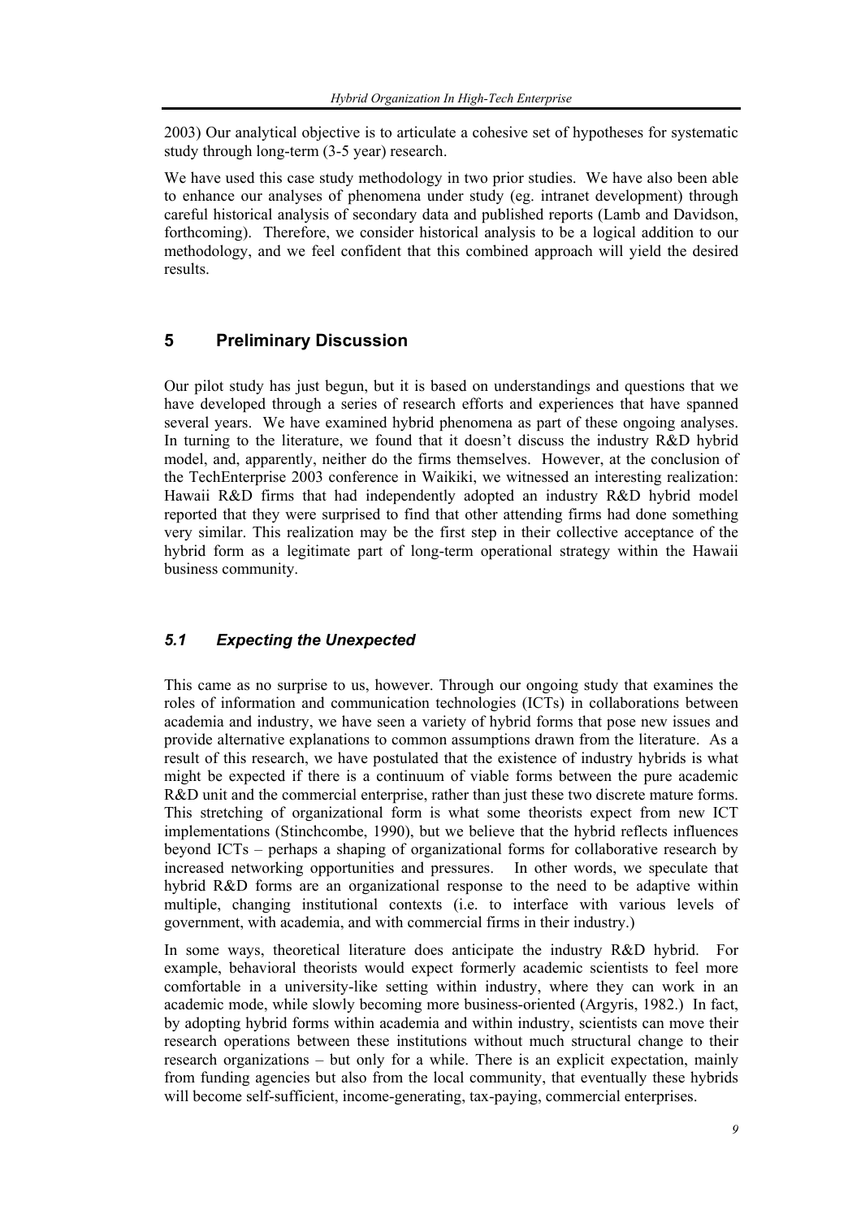2003) Our analytical objective is to articulate a cohesive set of hypotheses for systematic study through long-term (3-5 year) research.

We have used this case study methodology in two prior studies. We have also been able to enhance our analyses of phenomena under study (eg. intranet development) through careful historical analysis of secondary data and published reports (Lamb and Davidson, forthcoming). Therefore, we consider historical analysis to be a logical addition to our methodology, and we feel confident that this combined approach will yield the desired results.

## 5 Preliminary Discussion

Our pilot study has just begun, but it is based on understandings and questions that we have developed through a series of research efforts and experiences that have spanned several years. We have examined hybrid phenomena as part of these ongoing analyses. In turning to the literature, we found that it doesn't discuss the industry R&D hybrid model, and, apparently, neither do the firms themselves. However, at the conclusion of the TechEnterprise 2003 conference in Waikiki, we witnessed an interesting realization: Hawaii R&D firms that had independently adopted an industry R&D hybrid model reported that they were surprised to find that other attending firms had done something very similar. This realization may be the first step in their collective acceptance of the hybrid form as a legitimate part of long-term operational strategy within the Hawaii business community.

### *5.1 Expecting the Unexpected*

This came as no surprise to us, however. Through our ongoing study that examines the roles of information and communication technologies (ICTs) in collaborations between academia and industry, we have seen a variety of hybrid forms that pose new issues and provide alternative explanations to common assumptions drawn from the literature. As a result of this research, we have postulated that the existence of industry hybrids is what might be expected if there is a continuum of viable forms between the pure academic R&D unit and the commercial enterprise, rather than just these two discrete mature forms. This stretching of organizational form is what some theorists expect from new ICT implementations (Stinchcombe, 1990), but we believe that the hybrid reflects influences beyond ICTs – perhaps a shaping of organizational forms for collaborative research by increased networking opportunities and pressures. In other words, we speculate that hybrid R&D forms are an organizational response to the need to be adaptive within multiple, changing institutional contexts (i.e. to interface with various levels of government, with academia, and with commercial firms in their industry.)

In some ways, theoretical literature does anticipate the industry R&D hybrid. For example, behavioral theorists would expect formerly academic scientists to feel more comfortable in a university-like setting within industry, where they can work in an academic mode, while slowly becoming more business-oriented (Argyris, 1982.) In fact, by adopting hybrid forms within academia and within industry, scientists can move their research operations between these institutions without much structural change to their research organizations – but only for a while. There is an explicit expectation, mainly from funding agencies but also from the local community, that eventually these hybrids will become self-sufficient, income-generating, tax-paying, commercial enterprises.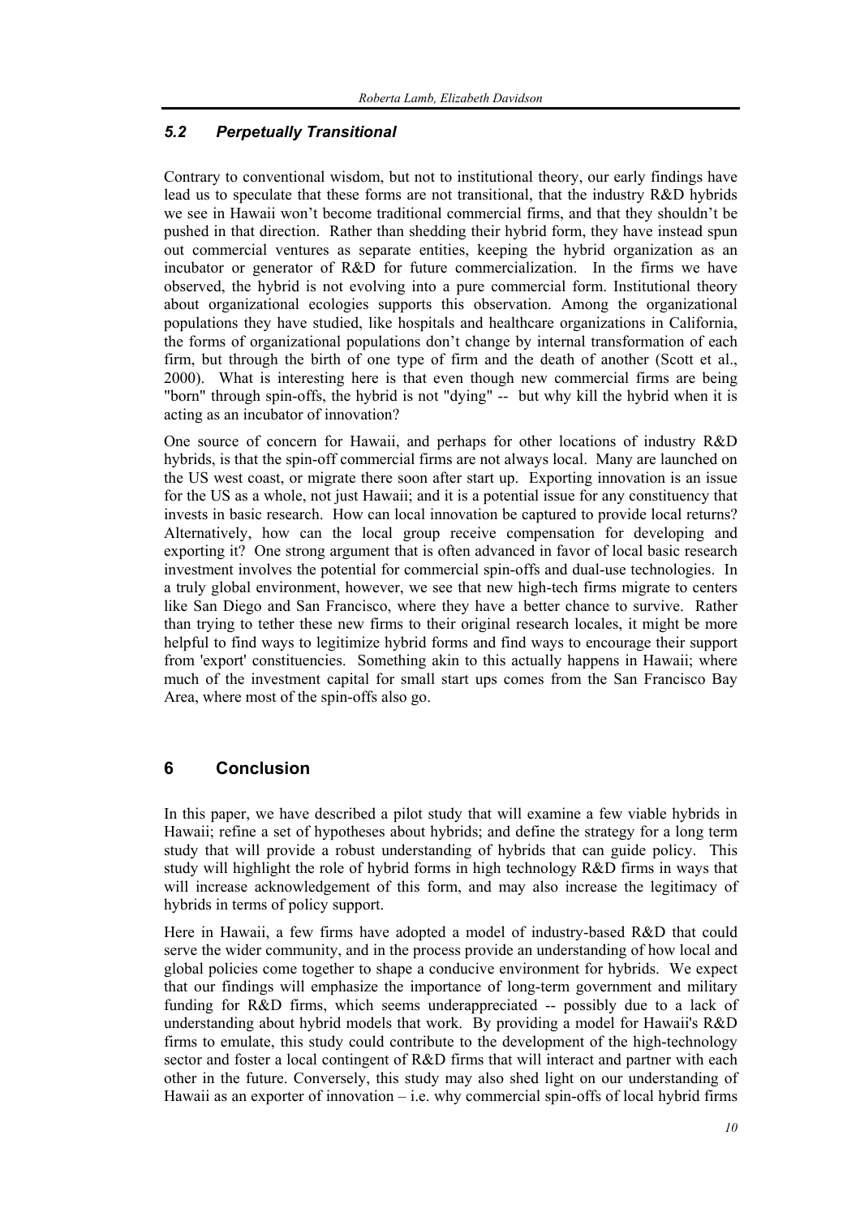### *5.2 Perpetually Transitional*

Contrary to conventional wisdom, but not to institutional theory, our early findings have lead us to speculate that these forms are not transitional, that the industry R&D hybrids we see in Hawaii won't become traditional commercial firms, and that they shouldn't be pushed in that direction. Rather than shedding their hybrid form, they have instead spun out commercial ventures as separate entities, keeping the hybrid organization as an incubator or generator of R&D for future commercialization. In the firms we have observed, the hybrid is not evolving into a pure commercial form. Institutional theory about organizational ecologies supports this observation. Among the organizational populations they have studied, like hospitals and healthcare organizations in California, the forms of organizational populations don't change by internal transformation of each firm, but through the birth of one type of firm and the death of another (Scott et al., 2000). What is interesting here is that even though new commercial firms are being "born" through spin-offs, the hybrid is not "dying" -- but why kill the hybrid when it is acting as an incubator of innovation?

One source of concern for Hawaii, and perhaps for other locations of industry R&D hybrids, is that the spin-off commercial firms are not always local. Many are launched on the US west coast, or migrate there soon after start up. Exporting innovation is an issue for the US as a whole, not just Hawaii; and it is a potential issue for any constituency that invests in basic research. How can local innovation be captured to provide local returns? Alternatively, how can the local group receive compensation for developing and exporting it? One strong argument that is often advanced in favor of local basic research investment involves the potential for commercial spin-offs and dual-use technologies. In a truly global environment, however, we see that new high-tech firms migrate to centers like San Diego and San Francisco, where they have a better chance to survive. Rather than trying to tether these new firms to their original research locales, it might be more helpful to find ways to legitimize hybrid forms and find ways to encourage their support from 'export' constituencies. Something akin to this actually happens in Hawaii; where much of the investment capital for small start ups comes from the San Francisco Bay Area, where most of the spin-offs also go.

## 6 Conclusion

In this paper, we have described a pilot study that will examine a few viable hybrids in Hawaii; refine a set of hypotheses about hybrids; and define the strategy for a long term study that will provide a robust understanding of hybrids that can guide policy. This study will highlight the role of hybrid forms in high technology R&D firms in ways that will increase acknowledgement of this form, and may also increase the legitimacy of hybrids in terms of policy support.

Here in Hawaii, a few firms have adopted a model of industry-based R&D that could serve the wider community, and in the process provide an understanding of how local and global policies come together to shape a conducive environment for hybrids. We expect that our findings will emphasize the importance of long-term government and military funding for R&D firms, which seems underappreciated -- possibly due to a lack of understanding about hybrid models that work. By providing a model for Hawaii's R&D firms to emulate, this study could contribute to the development of the high-technology sector and foster a local contingent of R&D firms that will interact and partner with each other in the future. Conversely, this study may also shed light on our understanding of Hawaii as an exporter of innovation – i.e. why commercial spin-offs of local hybrid firms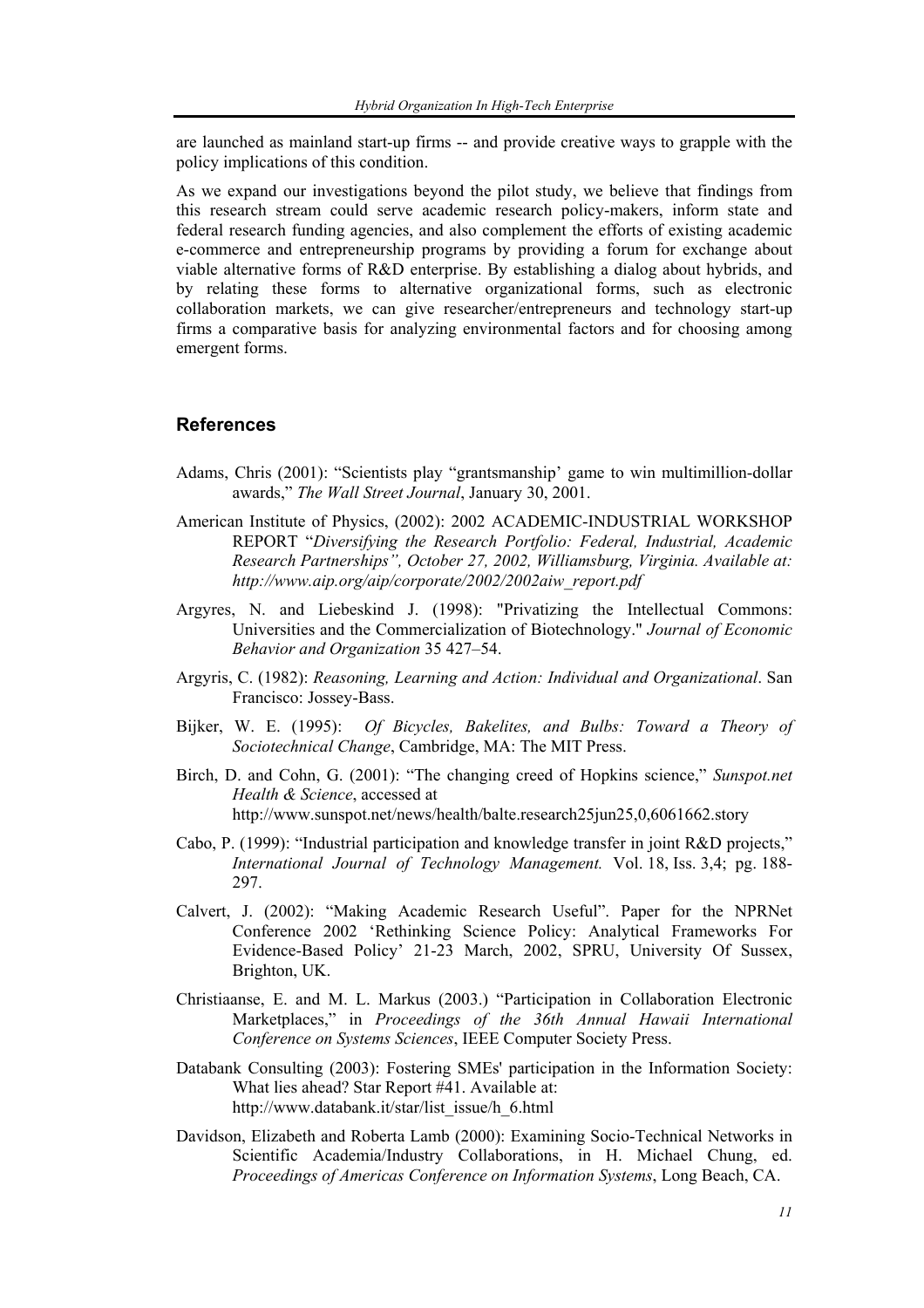are launched as mainland start-up firms -- and provide creative ways to grapple with the policy implications of this condition.

As we expand our investigations beyond the pilot study, we believe that findings from this research stream could serve academic research policy-makers, inform state and federal research funding agencies, and also complement the efforts of existing academic e-commerce and entrepreneurship programs by providing a forum for exchange about viable alternative forms of R&D enterprise. By establishing a dialog about hybrids, and by relating these forms to alternative organizational forms, such as electronic collaboration markets, we can give researcher/entrepreneurs and technology start-up firms a comparative basis for analyzing environmental factors and for choosing among emergent forms.

## References

Adams, Chris (2001): "Scientists play "grantsmanship' game to win multimillion-dollar awards," *The Wall Street Journal*, January 30, 2001.

American Institute of Physics, (2002): 2002 ACADEMIC-INDUSTRIAL WORKSHOP REPORT "*Diversifying the Research Portfolio: Federal, Industrial, Academic Research Partnerships", October 27, 2002, Williamsburg, Virginia. Available at: http://www.aip.org/aip/corporate/2002/2002aiw_report.pdf*

Argyres, N. and Liebeskind J. (1998): "Privatizing the Intellectual Commons: Universities and the Commercialization of Biotechnology." *Journal of Economic Behavior and Organization* 35 427–54.

Argyris, C. (1982): *Reasoning, Learning and Action: Individual and Organizational*. San Francisco: Jossey-Bass.

Bijker, W. E. (1995): *Of Bicycles, Bakelites, and Bulbs: Toward a Theory of Sociotechnical Change*, Cambridge, MA: The MIT Press.

Birch, D. and Cohn, G. (2001): "The changing creed of Hopkins science," *Sunspot.net Health & Science*, accessed at http://www.sunspot.net/news/health/balte.research25jun25,0,6061662.story

Cabo, P. (1999): "Industrial participation and knowledge transfer in joint R&D projects," *International Journal of Technology Management.* Vol. 18, Iss. 3,4; pg. 188-297.

Calvert, J. (2002): "Making Academic Research Useful". Paper for the NPRNet Conference 2002 'Rethinking Science Policy: Analytical Frameworks For Evidence-Based Policy' 21-23 March, 2002, SPRU, University Of Sussex, Brighton, UK.

Christiaanse, E. and M. L. Markus (2003.) "Participation in Collaboration Electronic Marketplaces," in *Proceedings of the 36th Annual Hawaii International Conference on Systems Sciences*, IEEE Computer Society Press.

Databank Consulting (2003): Fostering SMEs' participation in the Information Society: What lies ahead? Star Report #41. Available at: http://www.databank.it/star/list_issue/h_6.html

Davidson, Elizabeth and Roberta Lamb (2000): Examining Socio-Technical Networks in Scientific Academia/Industry Collaborations, in H. Michael Chung, ed. *Proceedings of Americas Conference on Information Systems*, Long Beach, CA.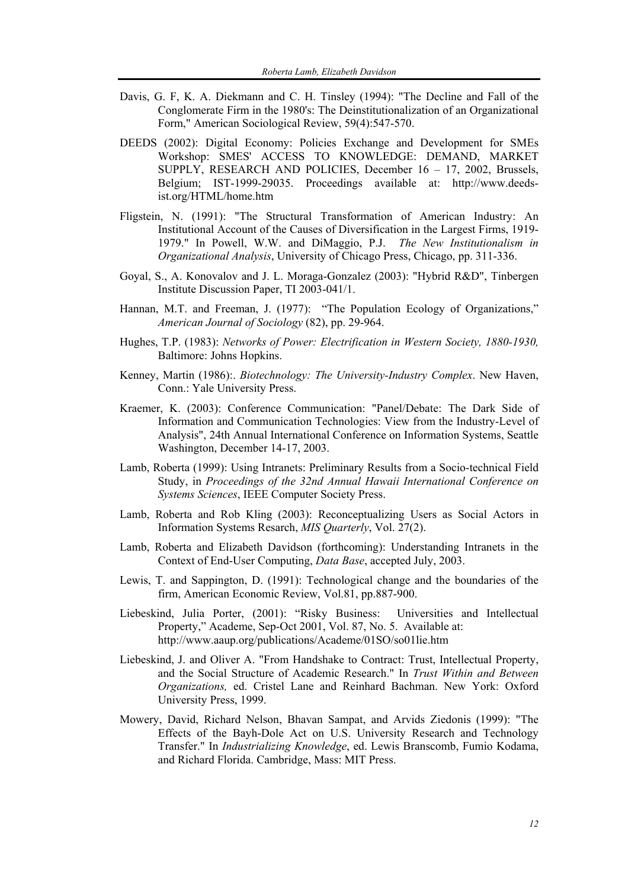Davis, G. F, K. A. Diekmann and C. H. Tinsley (1994): "The Decline and Fall of the Conglomerate Firm in the 1980's: The Deinstitutionalization of an Organizational Form," American Sociological Review, 59(4):547-570.

DEEDS (2002): Digital Economy: Policies Exchange and Development for SMEs Workshop: SMES' ACCESS TO KNOWLEDGE: DEMAND, MARKET SUPPLY, RESEARCH AND POLICIES, December 16 – 17, 2002, Brussels, Belgium; IST-1999-29035. Proceedings available at: http://www.deeds-ist.org/HTML/home.htm

Fligstein, N. (1991): "The Structural Transformation of American Industry: An Institutional Account of the Causes of Diversification in the Largest Firms, 1919-1979." In Powell, W.W. and DiMaggio, P.J. *The New Institutionalism in Organizational Analysis*, University of Chicago Press, Chicago, pp. 311-336.

Goyal, S., A. Konovalov and J. L. Moraga-Gonzalez (2003): "Hybrid R&D", Tinbergen Institute Discussion Paper, TI 2003-041/1.

Hannan, M.T. and Freeman, J. (1977): "The Population Ecology of Organizations," *American Journal of Sociology* (82), pp. 29-964.

Hughes, T.P. (1983): *Networks of Power: Electrification in Western Society, 1880-1930,* Baltimore: Johns Hopkins.

Kenney, Martin (1986):. *Biotechnology: The University-Industry Complex*. New Haven, Conn.: Yale University Press.

Kraemer, K. (2003): Conference Communication: "Panel/Debate: The Dark Side of Information and Communication Technologies: View from the Industry-Level of Analysis", 24th Annual International Conference on Information Systems, Seattle Washington, December 14-17, 2003.

Lamb, Roberta (1999): Using Intranets: Preliminary Results from a Socio-technical Field Study, in *Proceedings of the 32nd Annual Hawaii International Conference on Systems Sciences*, IEEE Computer Society Press.

Lamb, Roberta and Rob Kling (2003): Reconceptualizing Users as Social Actors in Information Systems Resarch, *MIS Quarterly*, Vol. 27(2).

Lamb, Roberta and Elizabeth Davidson (forthcoming): Understanding Intranets in the Context of End-User Computing, *Data Base*, accepted July, 2003.

Lewis, T. and Sappington, D. (1991): Technological change and the boundaries of the firm, American Economic Review, Vol.81, pp.887-900.

Liebeskind, Julia Porter, (2001): "Risky Business: Universities and Intellectual Property," Academe, Sep-Oct 2001, Vol. 87, No. 5. Available at: http://www.aaup.org/publications/Academe/01SO/so01lie.htm

Liebeskind, J. and Oliver A. "From Handshake to Contract: Trust, Intellectual Property, and the Social Structure of Academic Research." In *Trust Within and Between Organizations,* ed. Cristel Lane and Reinhard Bachman. New York: Oxford University Press, 1999.

Mowery, David, Richard Nelson, Bhavan Sampat, and Arvids Ziedonis (1999): "The Effects of the Bayh-Dole Act on U.S. University Research and Technology Transfer." In *Industrializing Knowledge*, ed. Lewis Branscomb, Fumio Kodama, and Richard Florida. Cambridge, Mass: MIT Press.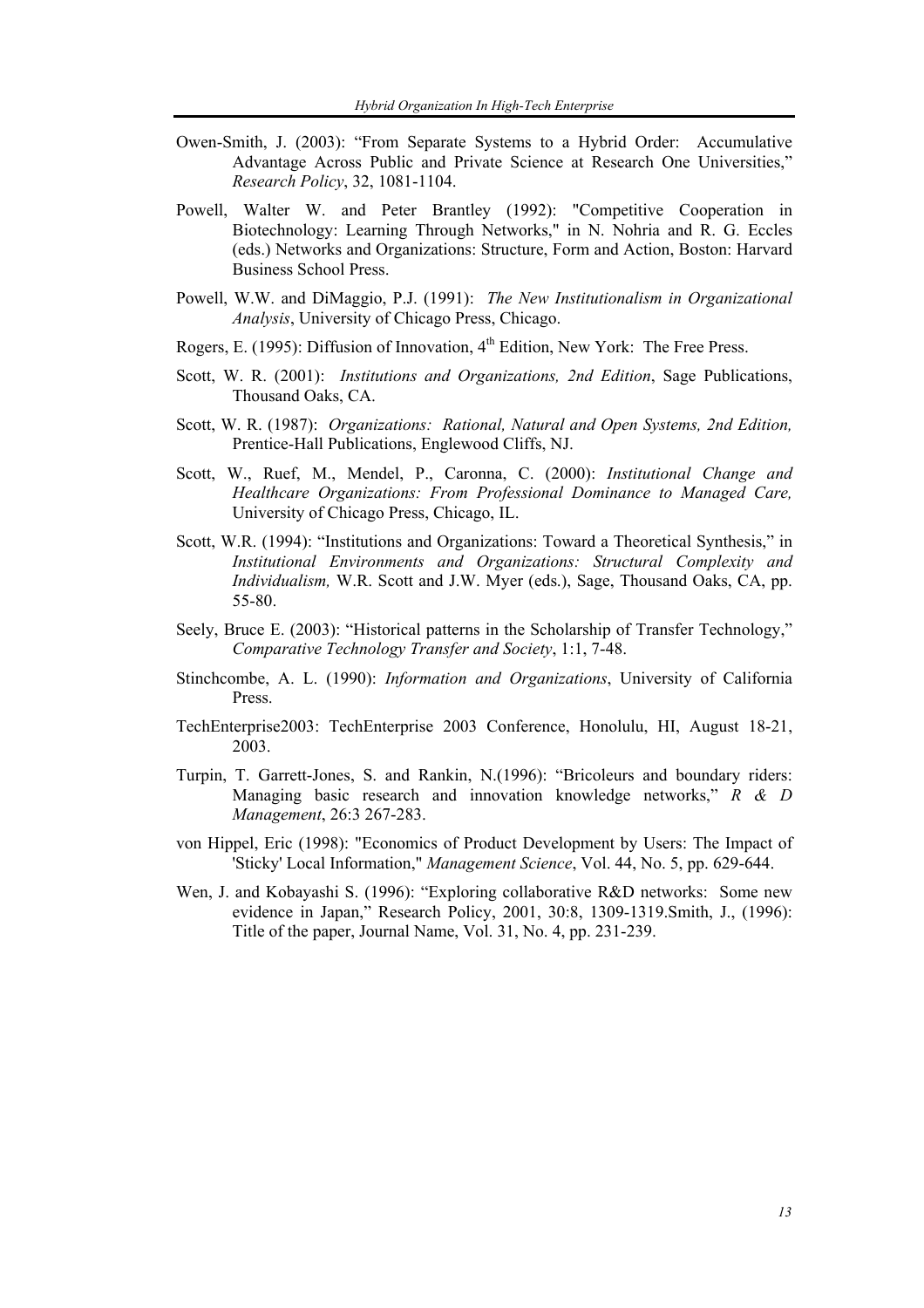Owen-Smith, J. (2003): "From Separate Systems to a Hybrid Order: Accumulative Advantage Across Public and Private Science at Research One Universities," *Research Policy*, 32, 1081-1104.

Powell, Walter W. and Peter Brantley (1992): "Competitive Cooperation in Biotechnology: Learning Through Networks," in N. Nohria and R. G. Eccles (eds.) Networks and Organizations: Structure, Form and Action, Boston: Harvard Business School Press.

Powell, W.W. and DiMaggio, P.J. (1991): *The New Institutionalism in Organizational Analysis*, University of Chicago Press, Chicago.

Rogers, E. (1995): Diffusion of Innovation, 4th Edition, New York: The Free Press.

Scott, W. R. (2001): *Institutions and Organizations, 2nd Edition*, Sage Publications, Thousand Oaks, CA.

Scott, W. R. (1987): *Organizations: Rational, Natural and Open Systems, 2nd Edition,* Prentice-Hall Publications, Englewood Cliffs, NJ.

Scott, W., Ruef, M., Mendel, P., Caronna, C. (2000): *Institutional Change and Healthcare Organizations: From Professional Dominance to Managed Care,* University of Chicago Press, Chicago, IL.

Scott, W.R. (1994): "Institutions and Organizations: Toward a Theoretical Synthesis," in *Institutional Environments and Organizations: Structural Complexity and Individualism,* W.R. Scott and J.W. Myer (eds.), Sage, Thousand Oaks, CA, pp. 55-80.

Seely, Bruce E. (2003): "Historical patterns in the Scholarship of Transfer Technology," *Comparative Technology Transfer and Society*, 1:1, 7-48.

Stinchcombe, A. L. (1990): *Information and Organizations*, University of California Press.

TechEnterprise2003: TechEnterprise 2003 Conference, Honolulu, HI, August 18-21, 2003.

Turpin, T. Garrett-Jones, S. and Rankin, N.(1996): "Bricoleurs and boundary riders: Managing basic research and innovation knowledge networks," *R & D Management*, 26:3 267-283.

von Hippel, Eric (1998): "Economics of Product Development by Users: The Impact of 'Sticky' Local Information," *Management Science*, Vol. 44, No. 5, pp. 629-644.

Wen, J. and Kobayashi S. (1996): "Exploring collaborative R&D networks: Some new evidence in Japan," Research Policy, 2001, 30:8, 1309-1319.Smith, J., (1996): Title of the paper, Journal Name, Vol. 31, No. 4, pp. 231-239.